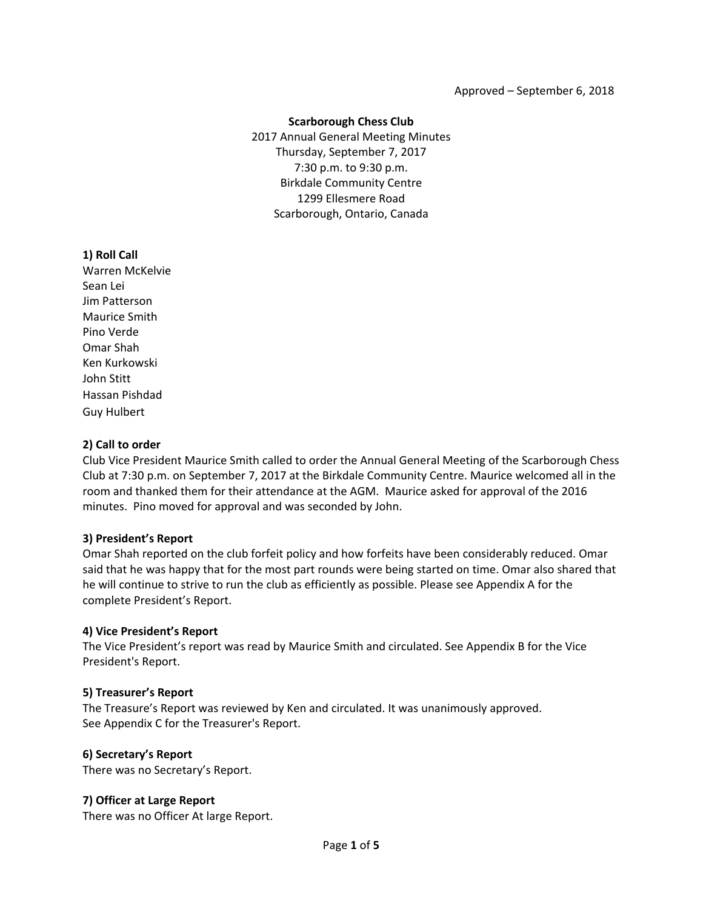Approved – September 6, 2018

**Scarborough Chess Club**
2017 Annual General Meeting Minutes
Thursday, September 7, 2017
7:30 p.m. to 9:30 p.m.
Birkdale Community Centre
1299 Ellesmere Road
Scarborough, Ontario, Canada

## 1) Roll Call

Warren McKelvie
Sean Lei
Jim Patterson
Maurice Smith
Pino Verde
Omar Shah
Ken Kurkowski
John Stitt
Hassan Pishdad
Guy Hulbert

## 2) Call to order

Club Vice President Maurice Smith called to order the Annual General Meeting of the Scarborough Chess Club at 7:30 p.m. on September 7, 2017 at the Birkdale Community Centre. Maurice welcomed all in the room and thanked them for their attendance at the AGM. Maurice asked for approval of the 2016 minutes. Pino moved for approval and was seconded by John.

## 3) President's Report

Omar Shah reported on the club forfeit policy and how forfeits have been considerably reduced. Omar said that he was happy that for the most part rounds were being started on time. Omar also shared that he will continue to strive to run the club as efficiently as possible. Please see Appendix A for the complete President's Report.

## 4) Vice President's Report

The Vice President's report was read by Maurice Smith and circulated. See Appendix B for the Vice President's Report.

## 5) Treasurer's Report

The Treasure's Report was reviewed by Ken and circulated. It was unanimously approved.
See Appendix C for the Treasurer's Report.

## 6) Secretary's Report

There was no Secretary's Report.

## 7) Officer at Large Report

There was no Officer At large Report.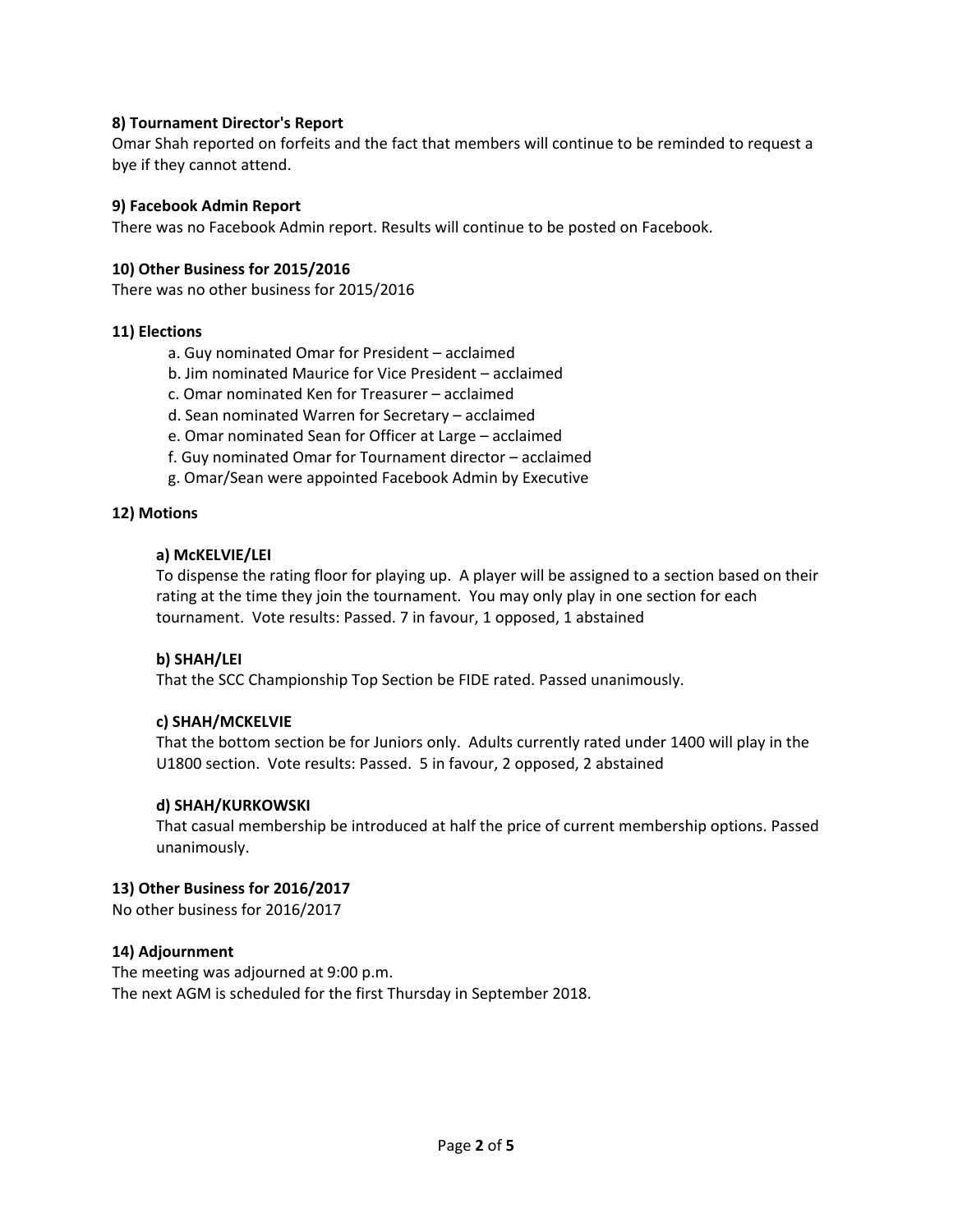**8) Tournament Director's Report**

Omar Shah reported on forfeits and the fact that members will continue to be reminded to request a bye if they cannot attend.

**9) Facebook Admin Report**

There was no Facebook Admin report. Results will continue to be posted on Facebook.

**10) Other Business for 2015/2016**

There was no other business for 2015/2016

**11) Elections**

a. Guy nominated Omar for President – acclaimed
b. Jim nominated Maurice for Vice President – acclaimed
c. Omar nominated Ken for Treasurer – acclaimed
d. Sean nominated Warren for Secretary – acclaimed
e. Omar nominated Sean for Officer at Large – acclaimed
f. Guy nominated Omar for Tournament director – acclaimed
g. Omar/Sean were appointed Facebook Admin by Executive

**12) Motions**

**a) McKELVIE/LEI**

To dispense the rating floor for playing up. A player will be assigned to a section based on their rating at the time they join the tournament. You may only play in one section for each tournament. Vote results: Passed. 7 in favour, 1 opposed, 1 abstained

**b) SHAH/LEI**

That the SCC Championship Top Section be FIDE rated. Passed unanimously.

**c) SHAH/MCKELVIE**

That the bottom section be for Juniors only. Adults currently rated under 1400 will play in the U1800 section. Vote results: Passed. 5 in favour, 2 opposed, 2 abstained

**d) SHAH/KURKOWSKI**

That casual membership be introduced at half the price of current membership options. Passed unanimously.

**13) Other Business for 2016/2017**

No other business for 2016/2017

**14) Adjournment**

The meeting was adjourned at 9:00 p.m.
The next AGM is scheduled for the first Thursday in September 2018.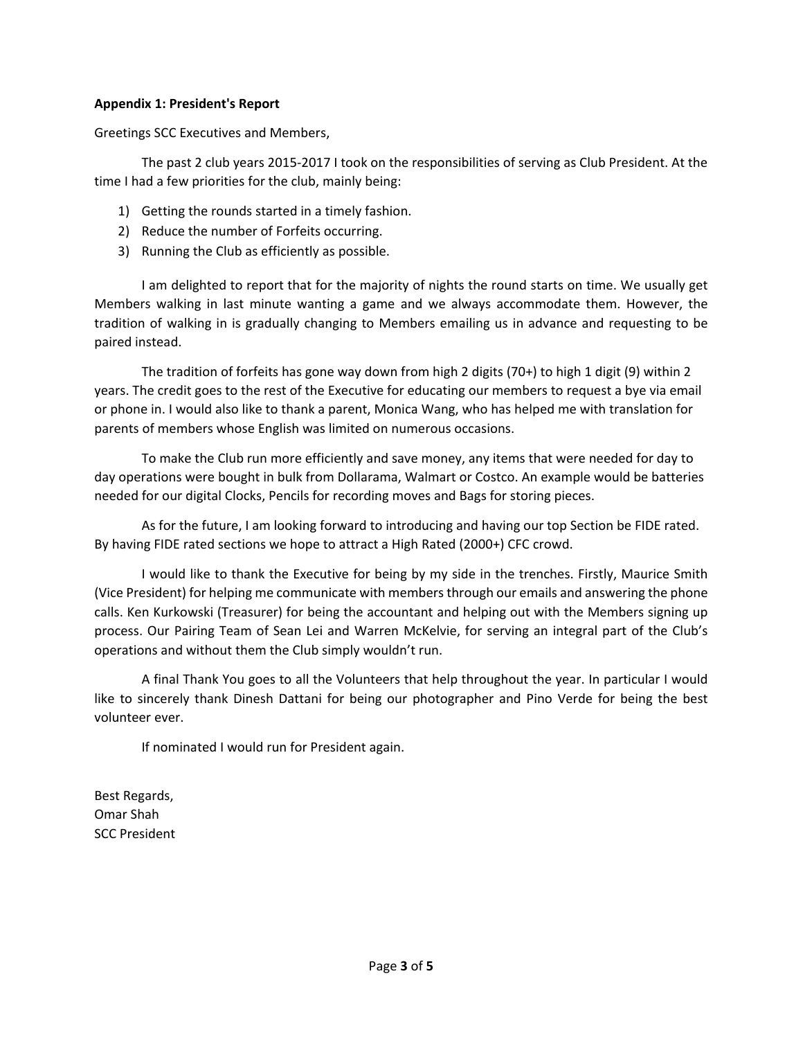**Appendix 1: President's Report**

Greetings SCC Executives and Members,

The past 2 club years 2015-2017 I took on the responsibilities of serving as Club President. At the time I had a few priorities for the club, mainly being:

1) Getting the rounds started in a timely fashion.
2) Reduce the number of Forfeits occurring.
3) Running the Club as efficiently as possible.

I am delighted to report that for the majority of nights the round starts on time. We usually get Members walking in last minute wanting a game and we always accommodate them. However, the tradition of walking in is gradually changing to Members emailing us in advance and requesting to be paired instead.

The tradition of forfeits has gone way down from high 2 digits (70+) to high 1 digit (9) within 2 years. The credit goes to the rest of the Executive for educating our members to request a bye via email or phone in. I would also like to thank a parent, Monica Wang, who has helped me with translation for parents of members whose English was limited on numerous occasions.

To make the Club run more efficiently and save money, any items that were needed for day to day operations were bought in bulk from Dollarama, Walmart or Costco. An example would be batteries needed for our digital Clocks, Pencils for recording moves and Bags for storing pieces.

As for the future, I am looking forward to introducing and having our top Section be FIDE rated. By having FIDE rated sections we hope to attract a High Rated (2000+) CFC crowd.

I would like to thank the Executive for being by my side in the trenches. Firstly, Maurice Smith (Vice President) for helping me communicate with members through our emails and answering the phone calls. Ken Kurkowski (Treasurer) for being the accountant and helping out with the Members signing up process. Our Pairing Team of Sean Lei and Warren McKelvie, for serving an integral part of the Club's operations and without them the Club simply wouldn't run.

A final Thank You goes to all the Volunteers that help throughout the year. In particular I would like to sincerely thank Dinesh Dattani for being our photographer and Pino Verde for being the best volunteer ever.

If nominated I would run for President again.

Best Regards,
Omar Shah
SCC President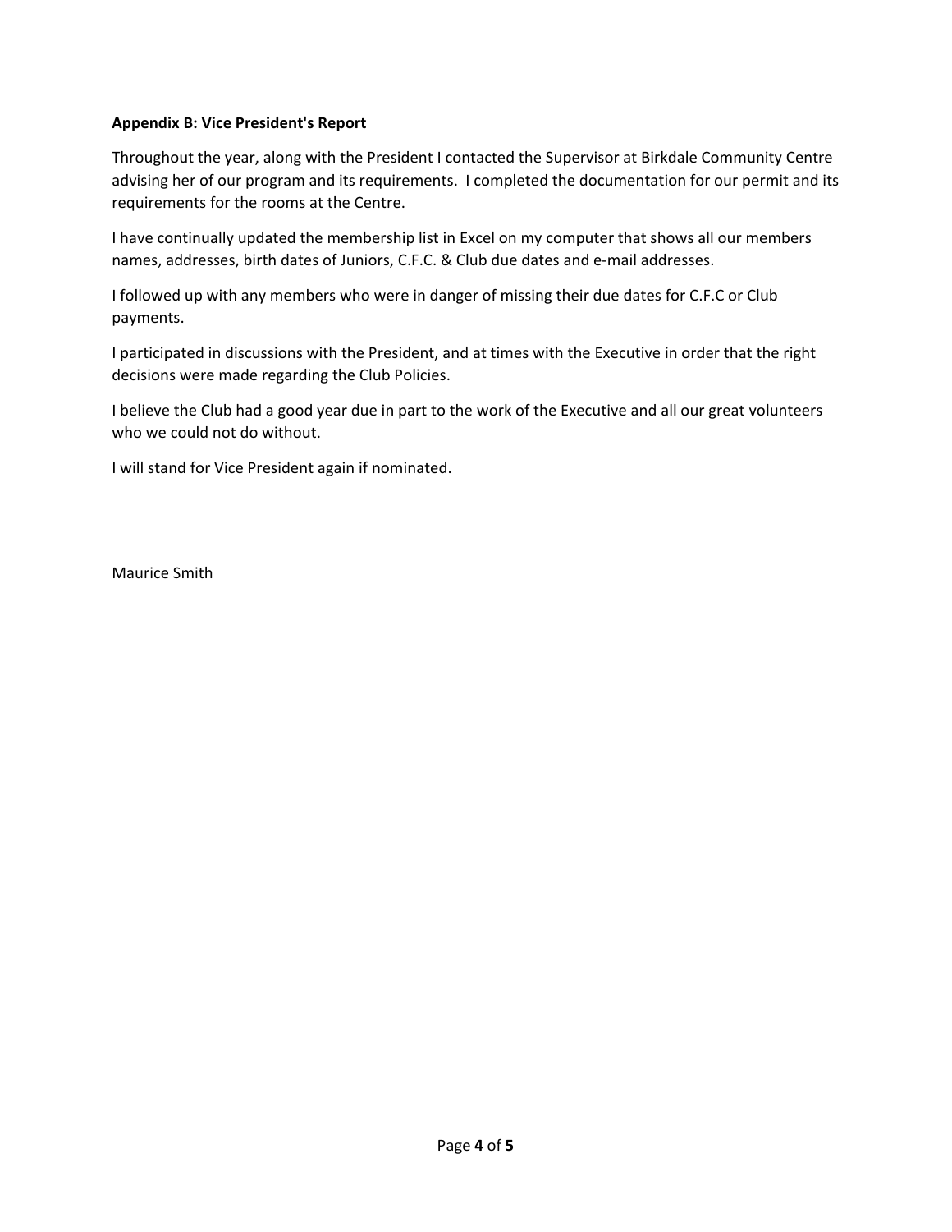**Appendix B: Vice President's Report**

Throughout the year, along with the President I contacted the Supervisor at Birkdale Community Centre advising her of our program and its requirements. I completed the documentation for our permit and its requirements for the rooms at the Centre.

I have continually updated the membership list in Excel on my computer that shows all our members names, addresses, birth dates of Juniors, C.F.C. & Club due dates and e-mail addresses.

I followed up with any members who were in danger of missing their due dates for C.F.C or Club payments.

I participated in discussions with the President, and at times with the Executive in order that the right decisions were made regarding the Club Policies.

I believe the Club had a good year due in part to the work of the Executive and all our great volunteers who we could not do without.

I will stand for Vice President again if nominated.

Maurice Smith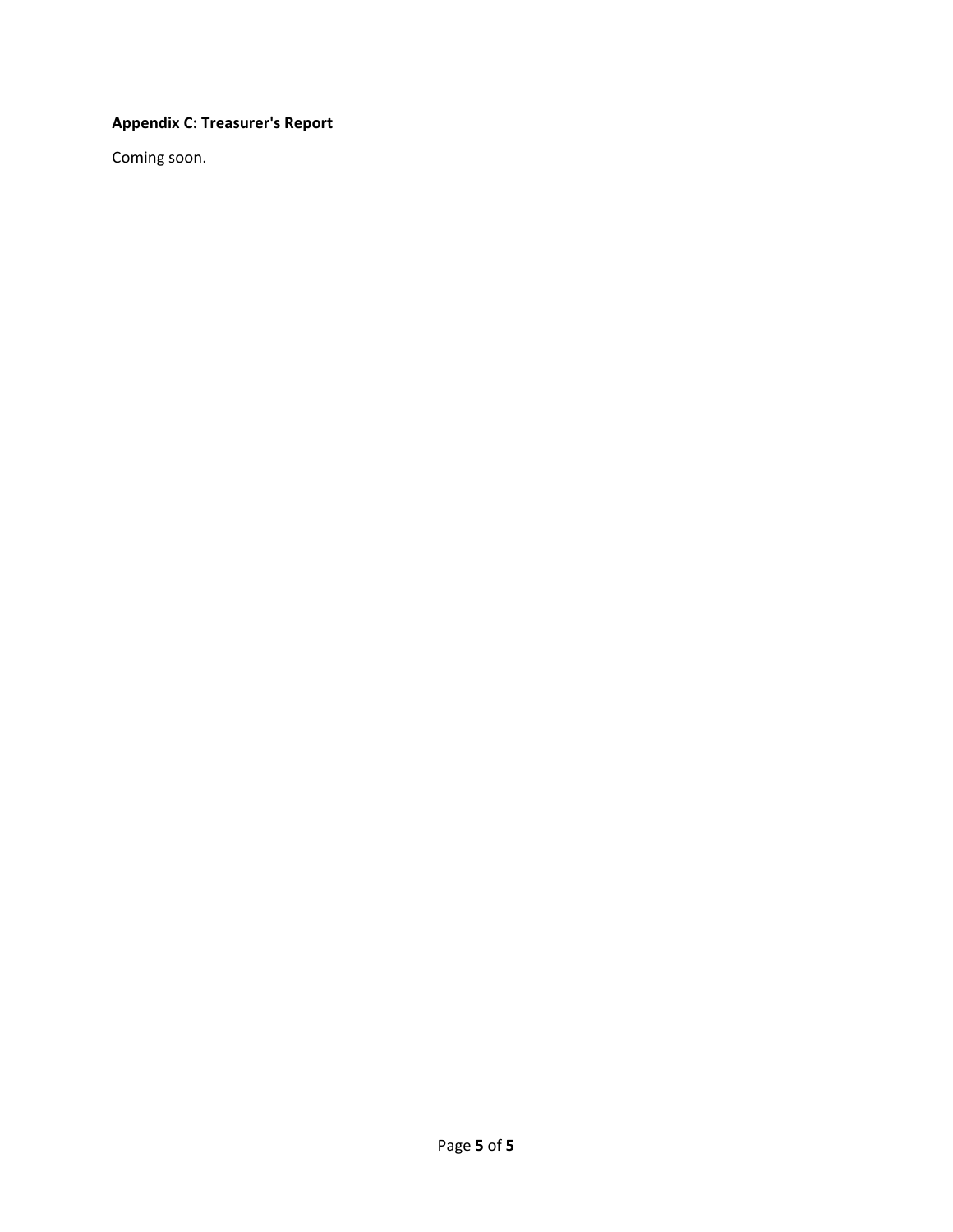**Appendix C: Treasurer's Report**

Coming soon.